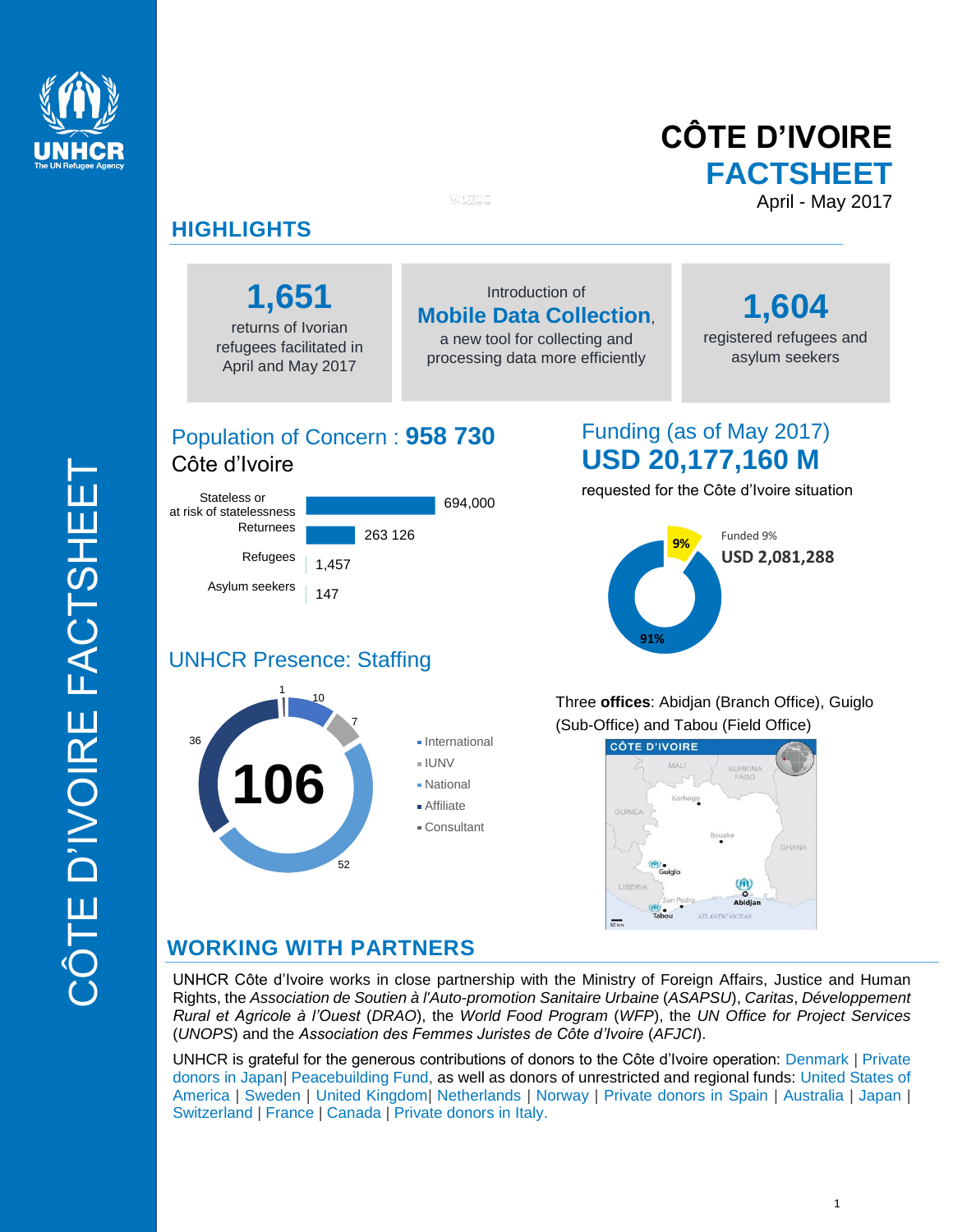# CÔTE D'IVOIRE FACTSHEET

April - May 2017

## HIGHLIGHTS

**1,651**
returns of Ivorian refugees facilitated in April and May 2017

Introduction of **Mobile Data Collection**, a new tool for collecting and processing data more efficiently

**1,604**
registered refugees and asylum seekers

## Population of Concern : 958 730

Côte d'Ivoire

| Category | Number |
| --- | --- |
| Stateless or at risk of statelessness | 694,000 |
| Returnees | 263 126 |
| Refugees | 1,457 |
| Asylum seekers | 147 |

## Funding (as of May 2017)

**USD 20,177,160 M**

requested for the Côte d'Ivoire situation

Funded 9%
**USD 2,081,288**

9% / 91%

## UNHCR Presence: Staffing

**106**

| Category | Number |
| --- | --- |
| International | 10 |
| IUNV | 7 |
| National | 52 |
| Affiliate | 36 |
| Consultant | 1 |

Three **offices**: Abidjan (Branch Office), Guiglo (Sub-Office) and Tabou (Field Office)

## WORKING WITH PARTNERS

UNHCR Côte d'Ivoire works in close partnership with the Ministry of Foreign Affairs, Justice and Human Rights, the *Association de Soutien à l'Auto-promotion Sanitaire Urbaine* (*ASAPSU*), *Caritas*, *Développement Rural et Agricole à l'Ouest* (*DRAO*), the *World Food Program* (*WFP*), the *UN Office for Project Services* (*UNOPS*) and the *Association des Femmes Juristes de Côte d'Ivoire* (*AFJCI*).

UNHCR is grateful for the generous contributions of donors to the Côte d'Ivoire operation: Denmark | Private donors in Japan| Peacebuilding Fund, as well as donors of unrestricted and regional funds: United States of America | Sweden | United Kingdom| Netherlands | Norway | Private donors in Spain | Australia | Japan | Switzerland | France | Canada | Private donors in Italy.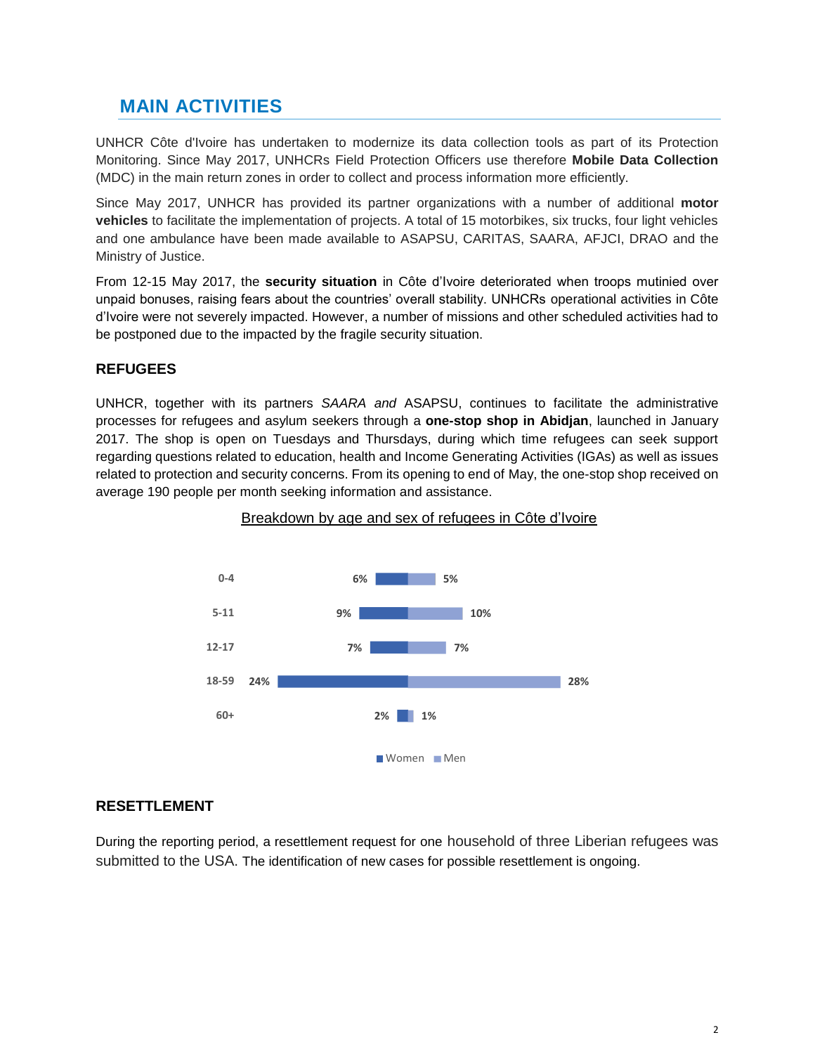## MAIN ACTIVITIES

UNHCR Côte d'Ivoire has undertaken to modernize its data collection tools as part of its Protection Monitoring. Since May 2017, UNHCRs Field Protection Officers use therefore **Mobile Data Collection** (MDC) in the main return zones in order to collect and process information more efficiently.

Since May 2017, UNHCR has provided its partner organizations with a number of additional **motor vehicles** to facilitate the implementation of projects. A total of 15 motorbikes, six trucks, four light vehicles and one ambulance have been made available to ASAPSU, CARITAS, SAARA, AFJCI, DRAO and the Ministry of Justice.

From 12-15 May 2017, the **security situation** in Côte d'Ivoire deteriorated when troops mutinied over unpaid bonuses, raising fears about the countries' overall stability. UNHCRs operational activities in Côte d'Ivoire were not severely impacted. However, a number of missions and other scheduled activities had to be postponed due to the impacted by the fragile security situation.

### REFUGEES

UNHCR, together with its partners *SAARA and* ASAPSU, continues to facilitate the administrative processes for refugees and asylum seekers through a **one-stop shop in Abidjan**, launched in January 2017. The shop is open on Tuesdays and Thursdays, during which time refugees can seek support regarding questions related to education, health and Income Generating Activities (IGAs) as well as issues related to protection and security concerns. From its opening to end of May, the one-stop shop received on average 190 people per month seeking information and assistance.

<u>Breakdown by age and sex of refugees in Côte d'Ivoire</u>

| Age | Women | Men |
| --- | --- | --- |
| 0-4 | 6% | 5% |
| 5-11 | 9% | 10% |
| 12-17 | 7% | 7% |
| 18-59 | 24% | 28% |
| 60+ | 2% | 1% |

### RESETTLEMENT

During the reporting period, a resettlement request for one household of three Liberian refugees was submitted to the USA. The identification of new cases for possible resettlement is ongoing.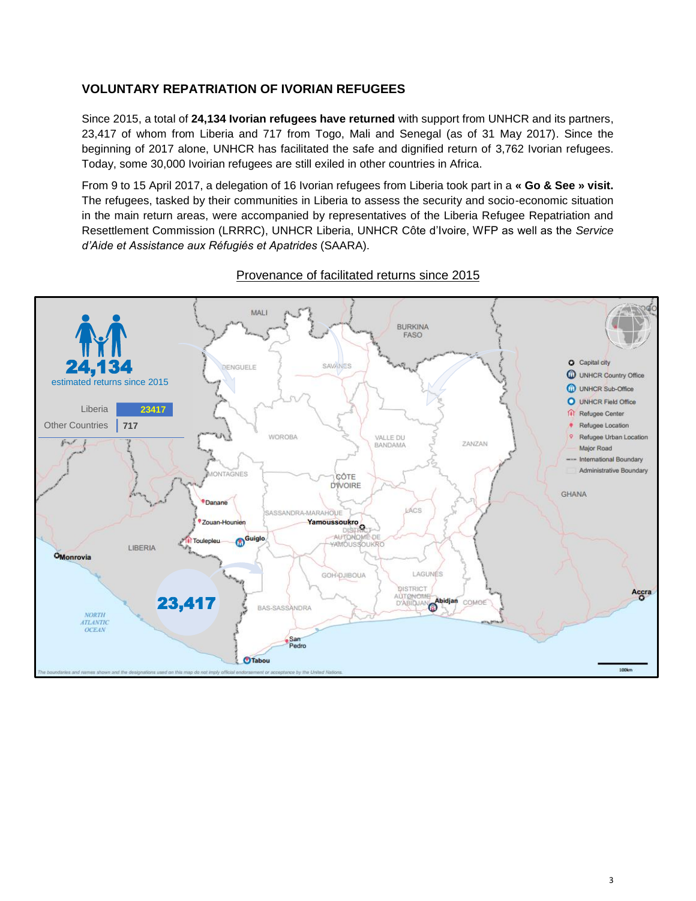## VOLUNTARY REPATRIATION OF IVORIAN REFUGEES

Since 2015, a total of **24,134 Ivorian refugees have returned** with support from UNHCR and its partners, 23,417 of whom from Liberia and 717 from Togo, Mali and Senegal (as of 31 May 2017). Since the beginning of 2017 alone, UNHCR has facilitated the safe and dignified return of 3,762 Ivorian refugees. Today, some 30,000 Ivoirian refugees are still exiled in other countries in Africa.

From 9 to 15 April 2017, a delegation of 16 Ivorian refugees from Liberia took part in a **« Go & See » visit.** The refugees, tasked by their communities in Liberia to assess the security and socio-economic situation in the main return areas, were accompanied by representatives of the Liberia Refugee Repatriation and Resettlement Commission (LRRRC), UNHCR Liberia, UNHCR Côte d'Ivoire, WFP as well as the *Service d'Aide et Assistance aux Réfugiés et Apatrides* (SAARA).

Provenance of facilitated returns since 2015

**24,134** estimated returns since 2015

| | |
|---|---|
| Liberia | 23417 |
| Other Countries | 717 |

*The boundaries and names shown and the designations used on this map do not imply official endorsement or acceptance by the United Nations.*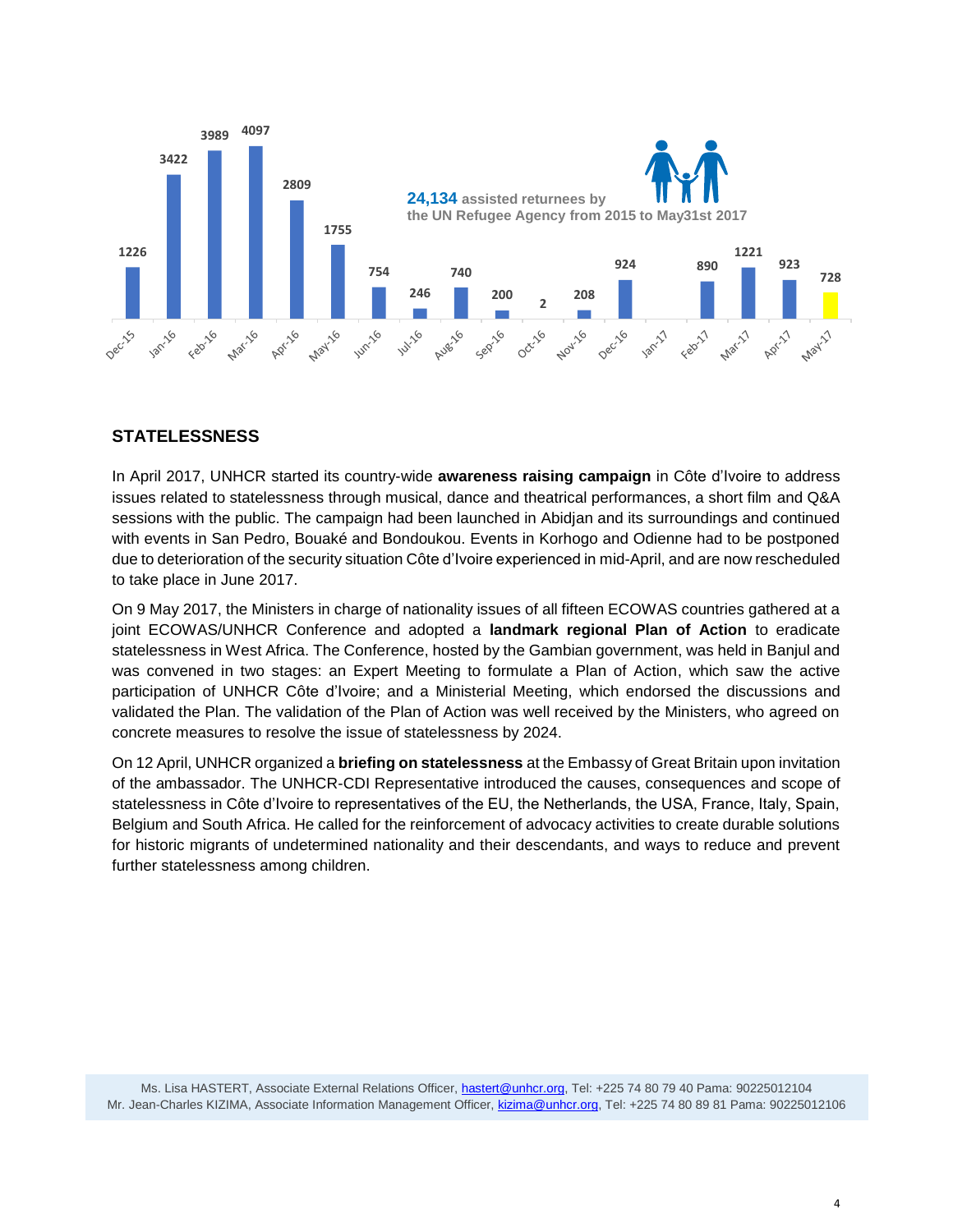3989 4097

3422

2809

1755

1226

754 740

246 200 2 208

924

890

1221

923

728

Dec-15 Jan-16 Feb-16 Mar-16 Apr-16 May-16 Jun-16 Jul-16 Aug-16 Sep-16 Oct-16 Nov-16 Dec-16 Jan-17 Feb-17 Mar-17 Apr-17 May-17

**24,134** assisted returnees by the UN Refugee Agency from 2015 to May31st 2017

## STATELESSNESS

In April 2017, UNHCR started its country-wide **awareness raising campaign** in Côte d'Ivoire to address issues related to statelessness through musical, dance and theatrical performances, a short film and Q&A sessions with the public. The campaign had been launched in Abidjan and its surroundings and continued with events in San Pedro, Bouaké and Bondoukou. Events in Korhogo and Odienne had to be postponed due to deterioration of the security situation Côte d'Ivoire experienced in mid-April, and are now rescheduled to take place in June 2017.

On 9 May 2017, the Ministers in charge of nationality issues of all fifteen ECOWAS countries gathered at a joint ECOWAS/UNHCR Conference and adopted a **landmark regional Plan of Action** to eradicate statelessness in West Africa. The Conference, hosted by the Gambian government, was held in Banjul and was convened in two stages: an Expert Meeting to formulate a Plan of Action, which saw the active participation of UNHCR Côte d'Ivoire; and a Ministerial Meeting, which endorsed the discussions and validated the Plan. The validation of the Plan of Action was well received by the Ministers, who agreed on concrete measures to resolve the issue of statelessness by 2024.

On 12 April, UNHCR organized a **briefing on statelessness** at the Embassy of Great Britain upon invitation of the ambassador. The UNHCR-CDI Representative introduced the causes, consequences and scope of statelessness in Côte d'Ivoire to representatives of the EU, the Netherlands, the USA, France, Italy, Spain, Belgium and South Africa. He called for the reinforcement of advocacy activities to create durable solutions for historic migrants of undetermined nationality and their descendants, and ways to reduce and prevent further statelessness among children.

Ms. Lisa HASTERT, Associate External Relations Officer, hastert@unhcr.org, Tel: +225 74 80 79 40 Pama: 90225012104
Mr. Jean-Charles KIZIMA, Associate Information Management Officer, kizima@unhcr.org, Tel: +225 74 80 89 81 Pama: 90225012106